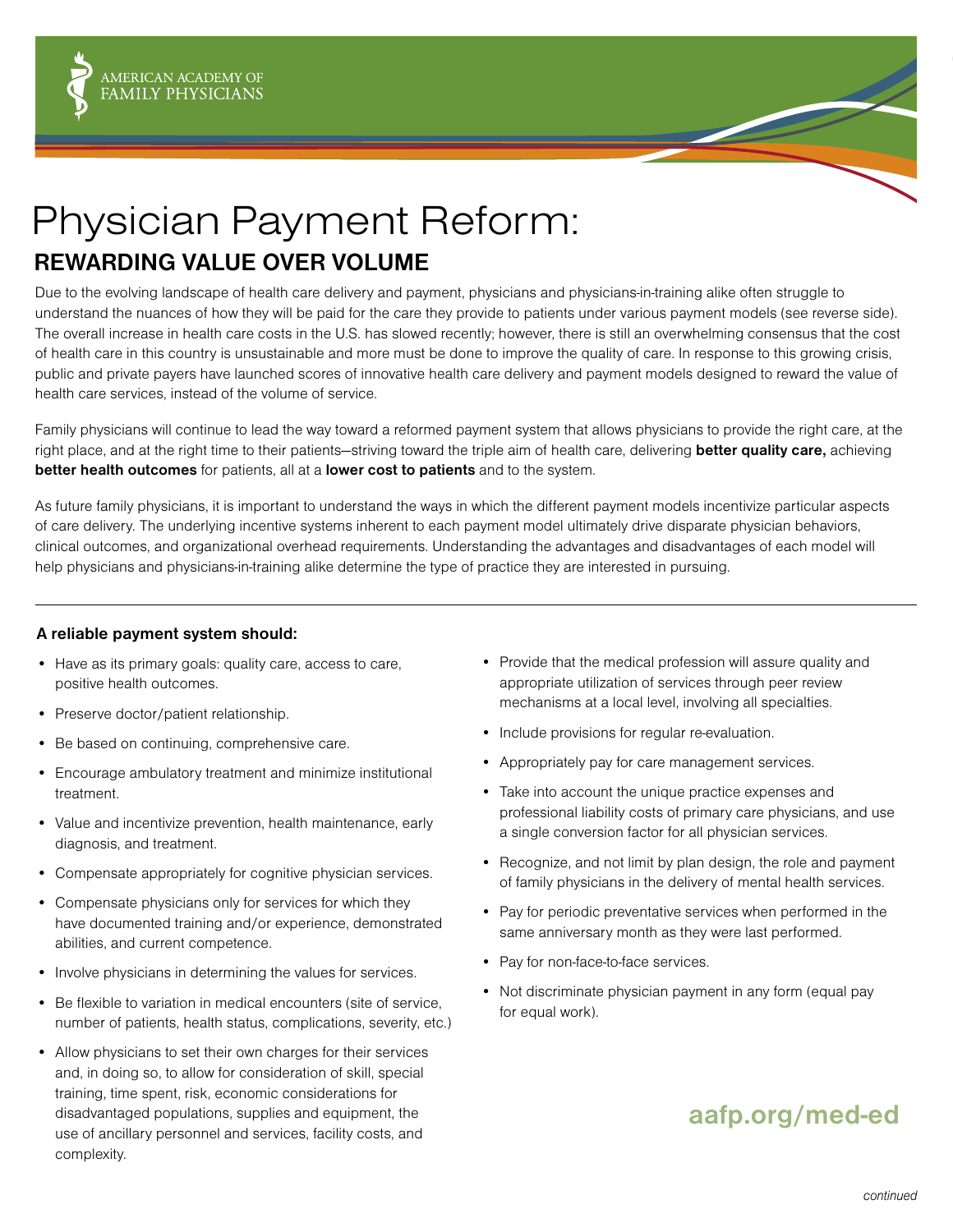AMERICAN ACADEMY OF FAMILY PHYSICIANS

# Physician Payment Reform:

## REWARDING VALUE OVER VOLUME

Due to the evolving landscape of health care delivery and payment, physicians and physicians-in-training alike often struggle to understand the nuances of how they will be paid for the care they provide to patients under various payment models (see reverse side). The overall increase in health care costs in the U.S. has slowed recently; however, there is still an overwhelming consensus that the cost of health care in this country is unsustainable and more must be done to improve the quality of care. In response to this growing crisis, public and private payers have launched scores of innovative health care delivery and payment models designed to reward the value of health care services, instead of the volume of service.

Family physicians will continue to lead the way toward a reformed payment system that allows physicians to provide the right care, at the right place, and at the right time to their patients—striving toward the triple aim of health care, delivering **better quality care,** achieving **better health outcomes** for patients, all at a **lower cost to patients** and to the system.

As future family physicians, it is important to understand the ways in which the different payment models incentivize particular aspects of care delivery. The underlying incentive systems inherent to each payment model ultimately drive disparate physician behaviors, clinical outcomes, and organizational overhead requirements. Understanding the advantages and disadvantages of each model will help physicians and physicians-in-training alike determine the type of practice they are interested in pursuing.

---

**A reliable payment system should:**

- Have as its primary goals: quality care, access to care, positive health outcomes.
- Preserve doctor/patient relationship.
- Be based on continuing, comprehensive care.
- Encourage ambulatory treatment and minimize institutional treatment.
- Value and incentivize prevention, health maintenance, early diagnosis, and treatment.
- Compensate appropriately for cognitive physician services.
- Compensate physicians only for services for which they have documented training and/or experience, demonstrated abilities, and current competence.
- Involve physicians in determining the values for services.
- Be flexible to variation in medical encounters (site of service, number of patients, health status, complications, severity, etc.)
- Allow physicians to set their own charges for their services and, in doing so, to allow for consideration of skill, special training, time spent, risk, economic considerations for disadvantaged populations, supplies and equipment, the use of ancillary personnel and services, facility costs, and complexity.
- Provide that the medical profession will assure quality and appropriate utilization of services through peer review mechanisms at a local level, involving all specialties.
- Include provisions for regular re-evaluation.
- Appropriately pay for care management services.
- Take into account the unique practice expenses and professional liability costs of primary care physicians, and use a single conversion factor for all physician services.
- Recognize, and not limit by plan design, the role and payment of family physicians in the delivery of mental health services.
- Pay for periodic preventative services when performed in the same anniversary month as they were last performed.
- Pay for non-face-to-face services.
- Not discriminate physician payment in any form (equal pay for equal work).

**aafp.org/med-ed**

*continued*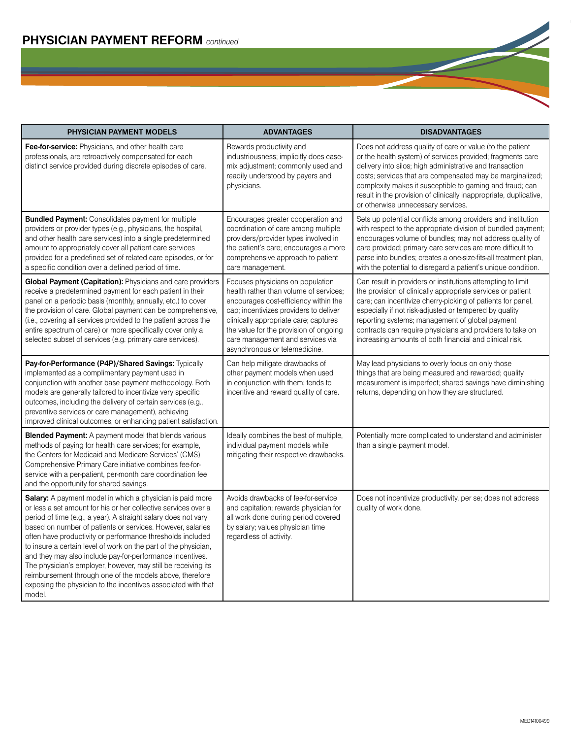## PHYSICIAN PAYMENT REFORM *continued*

| PHYSICIAN PAYMENT MODELS | ADVANTAGES | DISADVANTAGES |
|---|---|---|
| **Fee-for-service:** Physicians, and other health care professionals, are retroactively compensated for each distinct service provided during discrete episodes of care. | Rewards productivity and industriousness; implicitly does case-mix adjustment; commonly used and readily understood by payers and physicians. | Does not address quality of care or value (to the patient or the health system) of services provided; fragments care delivery into silos; high administrative and transaction costs; services that are compensated may be marginalized; complexity makes it susceptible to gaming and fraud; can result in the provision of clinically inappropriate, duplicative, or otherwise unnecessary services. |
| **Bundled Payment:** Consolidates payment for multiple providers or provider types (e.g., physicians, the hospital, and other health care services) into a single predetermined amount to appropriately cover all patient care services provided for a predefined set of related care episodes, or for a specific condition over a defined period of time. | Encourages greater cooperation and coordination of care among multiple providers/provider types involved in the patient's care; encourages a more comprehensive approach to patient care management. | Sets up potential conflicts among providers and institution with respect to the appropriate division of bundled payment; encourages volume of bundles; may not address quality of care provided; primary care services are more difficult to parse into bundles; creates a one-size-fits-all treatment plan, with the potential to disregard a patient's unique condition. |
| **Global Payment (Capitation):** Physicians and care providers receive a predetermined payment for each patient in their panel on a periodic basis (monthly, annually, etc.) to cover the provision of care. Global payment can be comprehensive, (i.e., covering all services provided to the patient across the entire spectrum of care) or more specifically cover only a selected subset of services (e.g. primary care services). | Focuses physicians on population health rather than volume of services; encourages cost-efficiency within the cap; incentivizes providers to deliver clinically appropriate care; captures the value for the provision of ongoing care management and services via asynchronous or telemedicine. | Can result in providers or institutions attempting to limit the provision of clinically appropriate services or patient care; can incentivize cherry-picking of patients for panel, especially if not risk-adjusted or tempered by quality reporting systems; management of global payment contracts can require physicians and providers to take on increasing amounts of both financial and clinical risk. |
| **Pay-for-Performance (P4P)/Shared Savings:** Typically implemented as a complimentary payment used in conjunction with another base payment methodology. Both models are generally tailored to incentivize very specific outcomes, including the delivery of certain services (e.g., preventive services or care management), achieving improved clinical outcomes, or enhancing patient satisfaction. | Can help mitigate drawbacks of other payment models when used in conjunction with them; tends to incentive and reward quality of care. | May lead physicians to overly focus on only those things that are being measured and rewarded; quality measurement is imperfect; shared savings have diminishing returns, depending on how they are structured. |
| **Blended Payment:** A payment model that blends various methods of paying for health care services; for example, the Centers for Medicaid and Medicare Services' (CMS) Comprehensive Primary Care initiative combines fee-for-service with a per-patient, per-month care coordination fee and the opportunity for shared savings. | Ideally combines the best of multiple, individual payment models while mitigating their respective drawbacks. | Potentially more complicated to understand and administer than a single payment model. |
| **Salary:** A payment model in which a physician is paid more or less a set amount for his or her collective services over a period of time (e.g., a year). A straight salary does not vary based on number of patients or services. However, salaries often have productivity or performance thresholds included to insure a certain level of work on the part of the physician, and they may also include pay-for-performance incentives. The physician's employer, however, may still be receiving its reimbursement through one of the models above, therefore exposing the physician to the incentives associated with that model. | Avoids drawbacks of fee-for-service and capitation; rewards physician for all work done during period covered by salary; values physician time regardless of activity. | Does not incentivize productivity, per se; does not address quality of work done. |

MED14100499